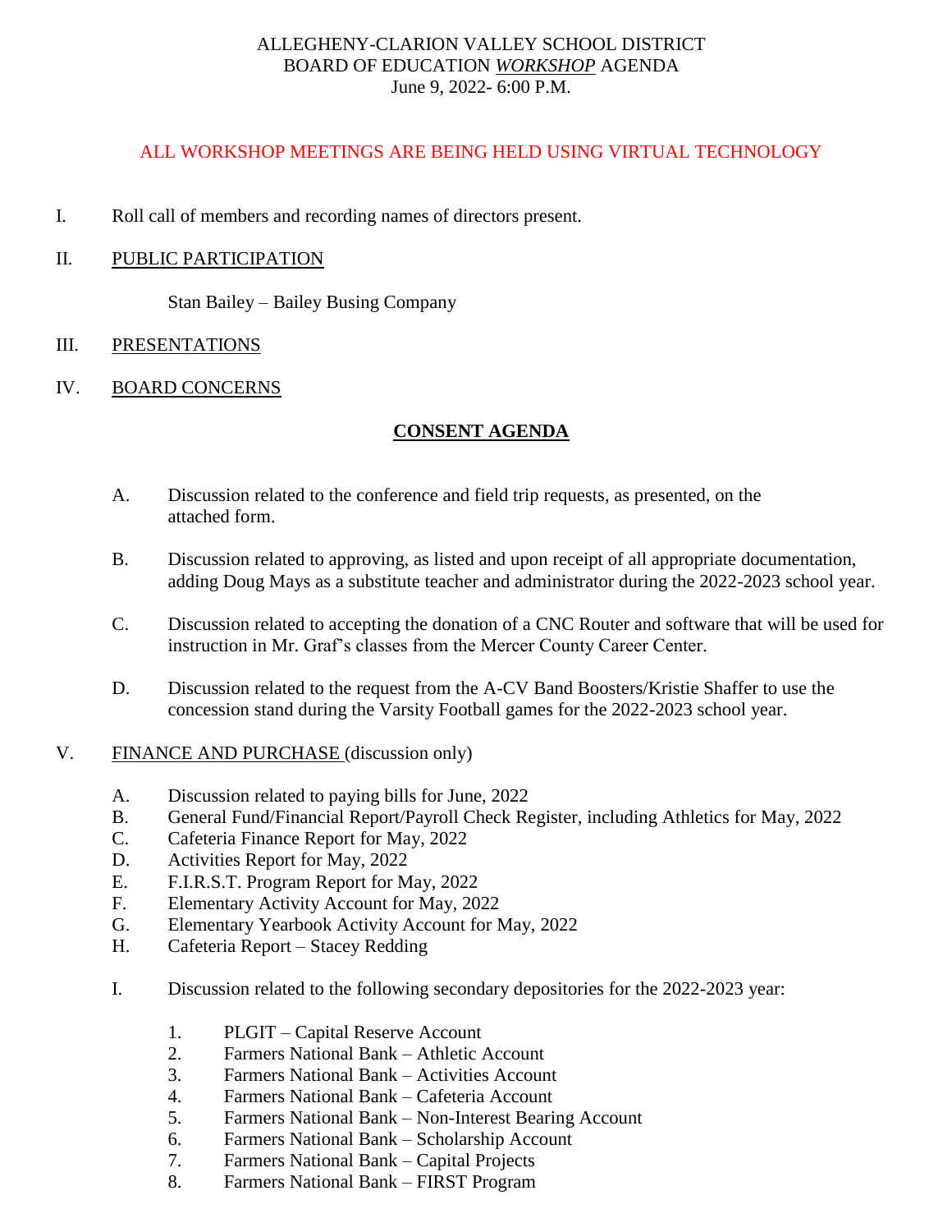# ALLEGHENY-CLARION VALLEY SCHOOL DISTRICT
## BOARD OF EDUCATION *WORKSHOP* AGENDA
June 9, 2022- 6:00 P.M.

ALL WORKSHOP MEETINGS ARE BEING HELD USING VIRTUAL TECHNOLOGY

I. Roll call of members and recording names of directors present.

II. PUBLIC PARTICIPATION

Stan Bailey – Bailey Busing Company

III. PRESENTATIONS

IV. BOARD CONCERNS

**CONSENT AGENDA**

A. Discussion related to the conference and field trip requests, as presented, on the attached form.

B. Discussion related to approving, as listed and upon receipt of all appropriate documentation, adding Doug Mays as a substitute teacher and administrator during the 2022-2023 school year.

C. Discussion related to accepting the donation of a CNC Router and software that will be used for instruction in Mr. Graf's classes from the Mercer County Career Center.

D. Discussion related to the request from the A-CV Band Boosters/Kristie Shaffer to use the concession stand during the Varsity Football games for the 2022-2023 school year.

V. FINANCE AND PURCHASE (discussion only)

A. Discussion related to paying bills for June, 2022
B. General Fund/Financial Report/Payroll Check Register, including Athletics for May, 2022
C. Cafeteria Finance Report for May, 2022
D. Activities Report for May, 2022
E. F.I.R.S.T. Program Report for May, 2022
F. Elementary Activity Account for May, 2022
G. Elementary Yearbook Activity Account for May, 2022
H. Cafeteria Report – Stacey Redding

I. Discussion related to the following secondary depositories for the 2022-2023 year:

1. PLGIT – Capital Reserve Account
2. Farmers National Bank – Athletic Account
3. Farmers National Bank – Activities Account
4. Farmers National Bank – Cafeteria Account
5. Farmers National Bank – Non-Interest Bearing Account
6. Farmers National Bank – Scholarship Account
7. Farmers National Bank – Capital Projects
8. Farmers National Bank – FIRST Program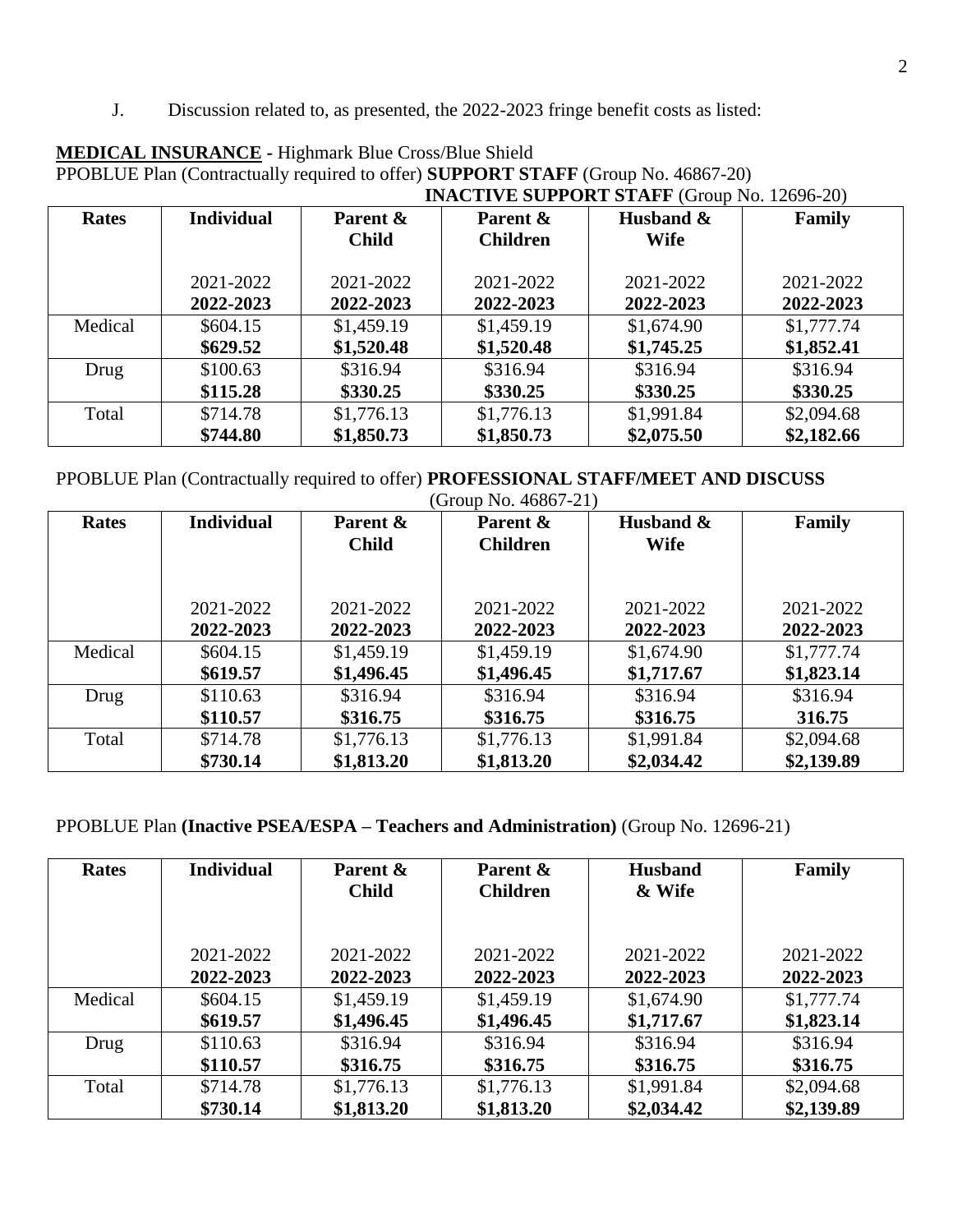J. Discussion related to, as presented, the 2022-2023 fringe benefit costs as listed:

**MEDICAL INSURANCE -** Highmark Blue Cross/Blue Shield
PPOBLUE Plan (Contractually required to offer) **SUPPORT STAFF** (Group No. 46867-20)
**INACTIVE SUPPORT STAFF** (Group No. 12696-20)

| Rates | Individual | Parent & Child | Parent & Children | Husband & Wife | Family |
|---|---|---|---|---|---|
| | 2021-2022<br>**2022-2023** | 2021-2022<br>**2022-2023** | 2021-2022<br>**2022-2023** | 2021-2022<br>**2022-2023** | 2021-2022<br>**2022-2023** |
| Medical | $604.15<br>**$629.52** | $1,459.19<br>**$1,520.48** | $1,459.19<br>**$1,520.48** | $1,674.90<br>**$1,745.25** | $1,777.74<br>**$1,852.41** |
| Drug | $100.63<br>**$115.28** | $316.94<br>**$330.25** | $316.94<br>**$330.25** | $316.94<br>**$330.25** | $316.94<br>**$330.25** |
| Total | $714.78<br>**$744.80** | $1,776.13<br>**$1,850.73** | $1,776.13<br>**$1,850.73** | $1,991.84<br>**$2,075.50** | $2,094.68<br>**$2,182.66** |

PPOBLUE Plan (Contractually required to offer) **PROFESSIONAL STAFF/MEET AND DISCUSS** (Group No. 46867-21)

| Rates | Individual | Parent & Child | Parent & Children | Husband & Wife | Family |
|---|---|---|---|---|---|
| | 2021-2022<br>**2022-2023** | 2021-2022<br>**2022-2023** | 2021-2022<br>**2022-2023** | 2021-2022<br>**2022-2023** | 2021-2022<br>**2022-2023** |
| Medical | $604.15<br>**$619.57** | $1,459.19<br>**$1,496.45** | $1,459.19<br>**$1,496.45** | $1,674.90<br>**$1,717.67** | $1,777.74<br>**$1,823.14** |
| Drug | $110.63<br>**$110.57** | $316.94<br>**$316.75** | $316.94<br>**$316.75** | $316.94<br>**$316.75** | $316.94<br>**316.75** |
| Total | $714.78<br>**$730.14** | $1,776.13<br>**$1,813.20** | $1,776.13<br>**$1,813.20** | $1,991.84<br>**$2,034.42** | $2,094.68<br>**$2,139.89** |

PPOBLUE Plan **(Inactive PSEA/ESPA – Teachers and Administration)** (Group No. 12696-21)

| Rates | Individual | Parent & Child | Parent & Children | Husband & Wife | Family |
|---|---|---|---|---|---|
| | 2021-2022<br>**2022-2023** | 2021-2022<br>**2022-2023** | 2021-2022<br>**2022-2023** | 2021-2022<br>**2022-2023** | 2021-2022<br>**2022-2023** |
| Medical | $604.15<br>**$619.57** | $1,459.19<br>**$1,496.45** | $1,459.19<br>**$1,496.45** | $1,674.90<br>**$1,717.67** | $1,777.74<br>**$1,823.14** |
| Drug | $110.63<br>**$110.57** | $316.94<br>**$316.75** | $316.94<br>**$316.75** | $316.94<br>**$316.75** | $316.94<br>**$316.75** |
| Total | $714.78<br>**$730.14** | $1,776.13<br>**$1,813.20** | $1,776.13<br>**$1,813.20** | $1,991.84<br>**$2,034.42** | $2,094.68<br>**$2,139.89** |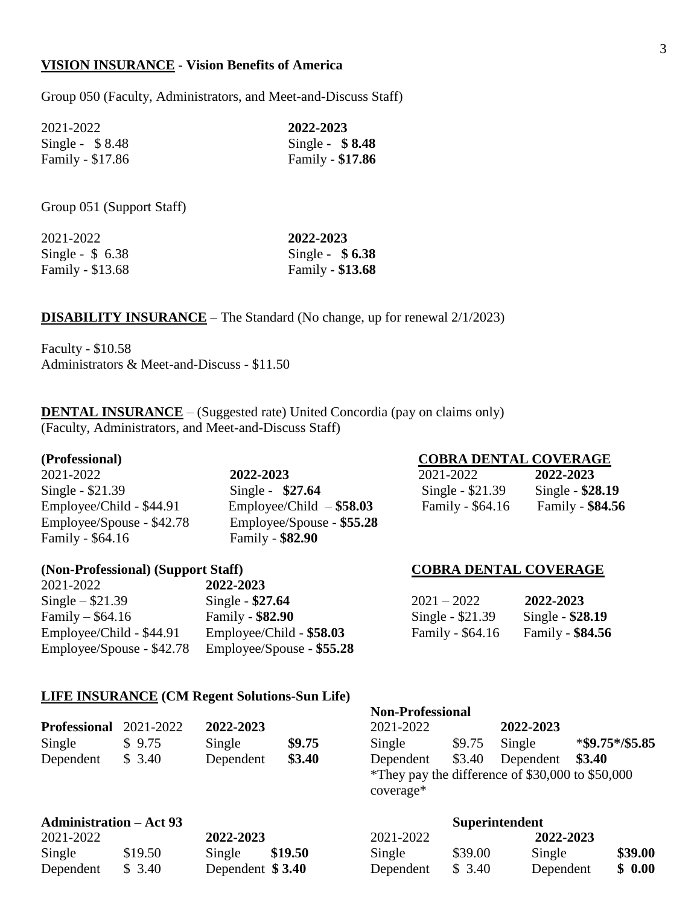**VISION INSURANCE - Vision Benefits of America**

Group 050 (Faculty, Administrators, and Meet-and-Discuss Staff)

| 2021-2022 | **2022-2023** |
|---|---|
| Single - $ 8.48 | Single - **$ 8.48** |
| Family - $17.86 | Family - **$17.86** |

Group 051 (Support Staff)

| 2021-2022 | **2022-2023** |
|---|---|
| Single - $ 6.38 | Single - **$ 6.38** |
| Family - $13.68 | Family - **$13.68** |

**DISABILITY INSURANCE** – The Standard (No change, up for renewal 2/1/2023)

Faculty - $10.58
Administrators & Meet-and-Discuss - $11.50

**DENTAL INSURANCE** – (Suggested rate) United Concordia (pay on claims only)
(Faculty, Administrators, and Meet-and-Discuss Staff)

**(Professional)**

| 2021-2022 | **2022-2023** |
|---|---|
| Single - $21.39 | Single - **$27.64** |
| Employee/Child - $44.91 | Employee/Child – **$58.03** |
| Employee/Spouse - $42.78 | Employee/Spouse - **$55.28** |
| Family - $64.16 | Family - **$82.90** |

**COBRA DENTAL COVERAGE**

| 2021-2022 | **2022-2023** |
|---|---|
| Single - $21.39 | Single - **$28.19** |
| Family - $64.16 | Family - **$84.56** |

**(Non-Professional) (Support Staff)**

| 2021-2022 | **2022-2023** |
|---|---|
| Single – $21.39 | Single - **$27.64** |
| Family – $64.16 | Family - **$82.90** |
| Employee/Child - $44.91 | Employee/Child - **$58.03** |
| Employee/Spouse - $42.78 | Employee/Spouse - **$55.28** |

**COBRA DENTAL COVERAGE**

| 2021 – 2022 | **2022-2023** |
|---|---|
| Single - $21.39 | Single - **$28.19** |
| Family - $64.16 | Family - **$84.56** |

**LIFE INSURANCE (CM Regent Solutions-Sun Life)**

| **Professional** | 2021-2022 | **2022-2023** | |
|---|---|---|---|
| Single | $ 9.75 | Single | **$9.75** |
| Dependent | $ 3.40 | Dependent | **$3.40** |

**Non-Professional**

| 2021-2022 | | **2022-2023** | |
|---|---|---|---|
| Single | $9.75 | Single | ***$9.75*/$5.85** |
| Dependent | $3.40 | Dependent | **$3.40** |

*They pay the difference of $30,000 to $50,000 coverage*

**Administration – Act 93**

| 2021-2022 | | **2022-2023** | |
|---|---|---|---|
| Single | $19.50 | Single | **$19.50** |
| Dependent | $ 3.40 | Dependent | **$ 3.40** |

**Superintendent**

| 2021-2022 | | **2022-2023** | |
|---|---|---|---|
| Single | $39.00 | Single | **$39.00** |
| Dependent | $ 3.40 | Dependent | **$ 0.00** |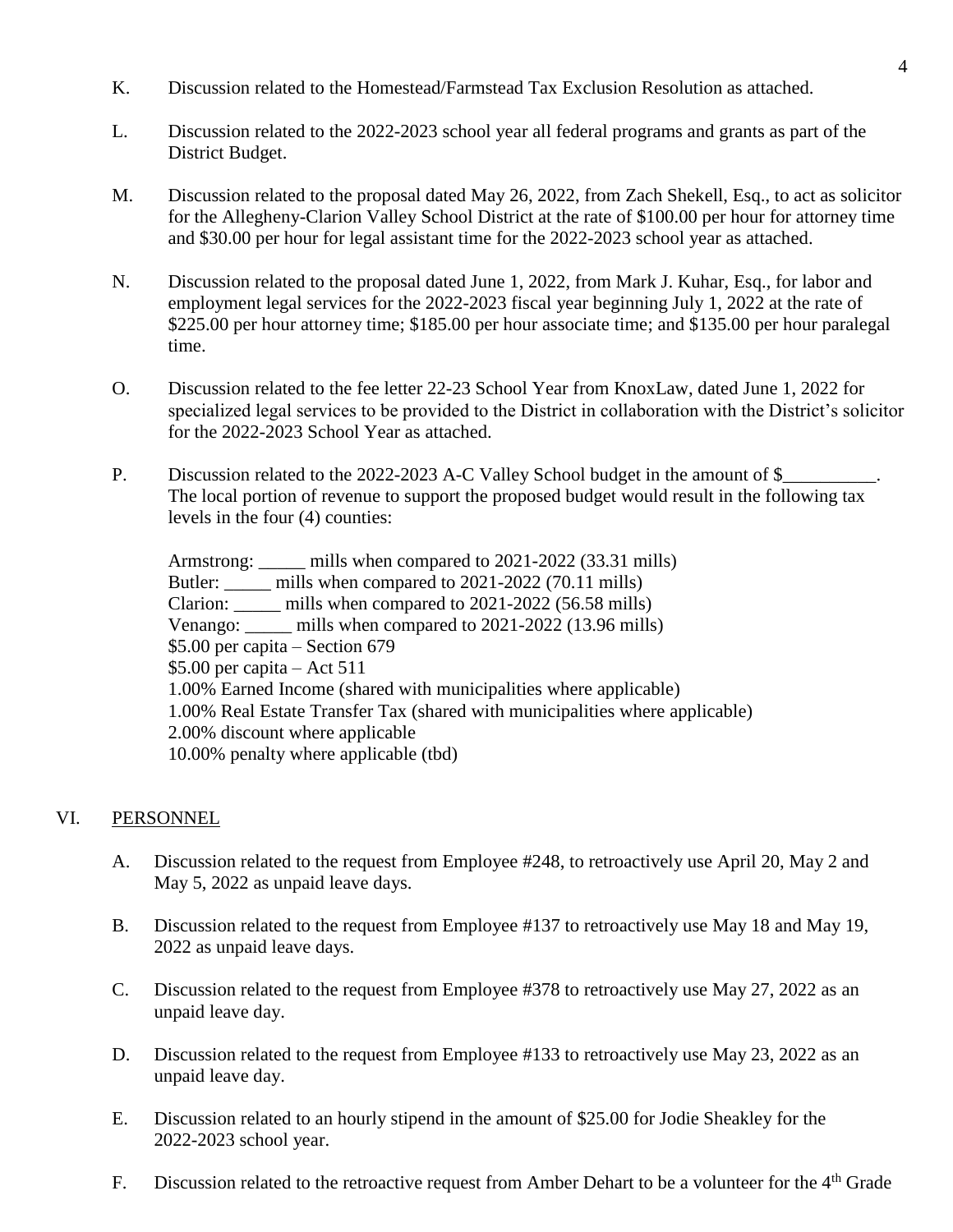K. Discussion related to the Homestead/Farmstead Tax Exclusion Resolution as attached.

L. Discussion related to the 2022-2023 school year all federal programs and grants as part of the District Budget.

M. Discussion related to the proposal dated May 26, 2022, from Zach Shekell, Esq., to act as solicitor for the Allegheny-Clarion Valley School District at the rate of $100.00 per hour for attorney time and $30.00 per hour for legal assistant time for the 2022-2023 school year as attached.

N. Discussion related to the proposal dated June 1, 2022, from Mark J. Kuhar, Esq., for labor and employment legal services for the 2022-2023 fiscal year beginning July 1, 2022 at the rate of $225.00 per hour attorney time; $185.00 per hour associate time; and $135.00 per hour paralegal time.

O. Discussion related to the fee letter 22-23 School Year from KnoxLaw, dated June 1, 2022 for specialized legal services to be provided to the District in collaboration with the District's solicitor for the 2022-2023 School Year as attached.

P. Discussion related to the 2022-2023 A-C Valley School budget in the amount of $__________. The local portion of revenue to support the proposed budget would result in the following tax levels in the four (4) counties:

   Armstrong: _____ mills when compared to 2021-2022 (33.31 mills)
   Butler: _____ mills when compared to 2021-2022 (70.11 mills)
   Clarion: _____ mills when compared to 2021-2022 (56.58 mills)
   Venango: _____ mills when compared to 2021-2022 (13.96 mills)
   $5.00 per capita – Section 679
   $5.00 per capita – Act 511
   1.00% Earned Income (shared with municipalities where applicable)
   1.00% Real Estate Transfer Tax (shared with municipalities where applicable)
   2.00% discount where applicable
   10.00% penalty where applicable (tbd)

## VI. PERSONNEL

A. Discussion related to the request from Employee #248, to retroactively use April 20, May 2 and May 5, 2022 as unpaid leave days.

B. Discussion related to the request from Employee #137 to retroactively use May 18 and May 19, 2022 as unpaid leave days.

C. Discussion related to the request from Employee #378 to retroactively use May 27, 2022 as an unpaid leave day.

D. Discussion related to the request from Employee #133 to retroactively use May 23, 2022 as an unpaid leave day.

E. Discussion related to an hourly stipend in the amount of $25.00 for Jodie Sheakley for the 2022-2023 school year.

F. Discussion related to the retroactive request from Amber Dehart to be a volunteer for the 4th Grade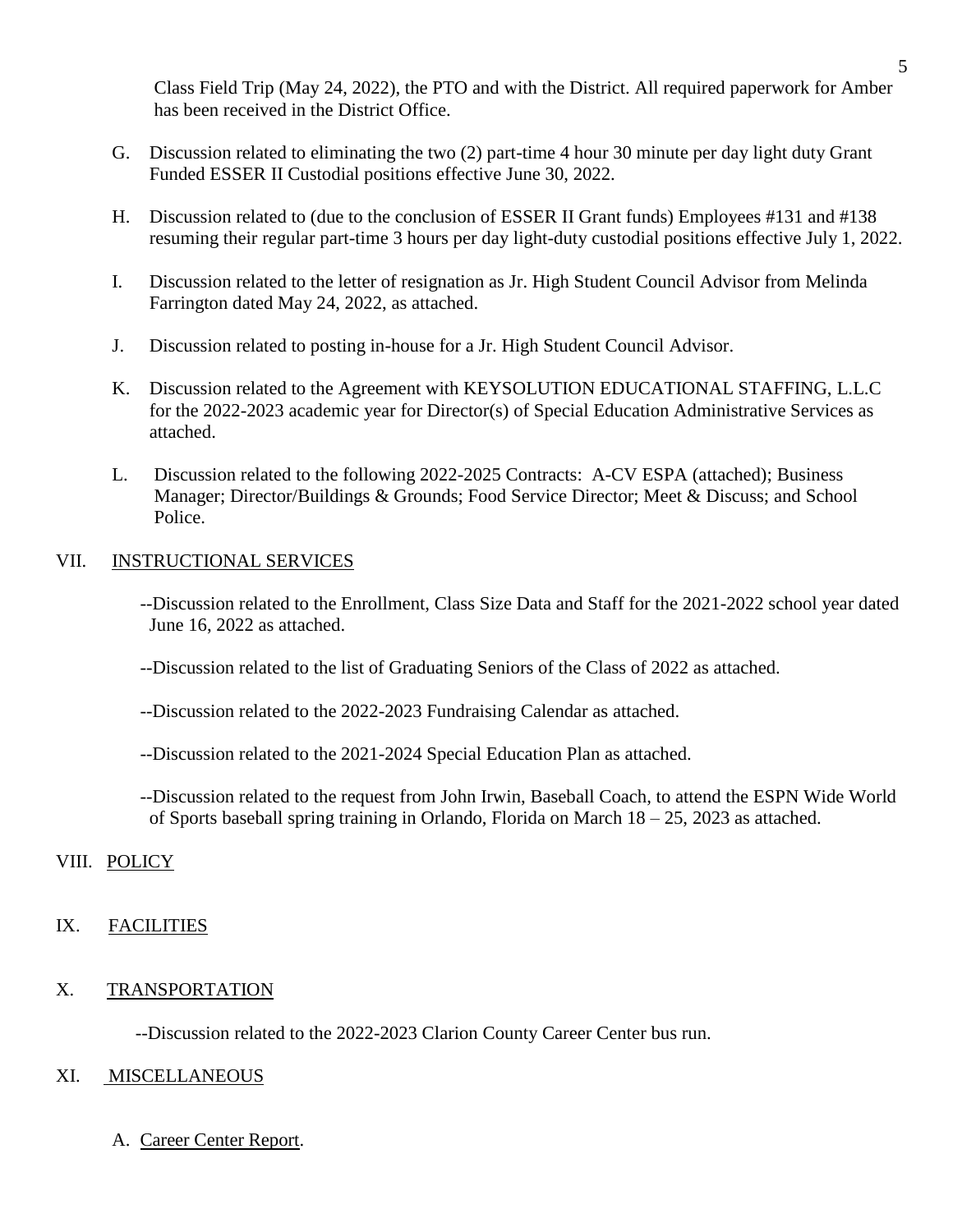Class Field Trip (May 24, 2022), the PTO and with the District. All required paperwork for Amber has been received in the District Office.

G. Discussion related to eliminating the two (2) part-time 4 hour 30 minute per day light duty Grant Funded ESSER II Custodial positions effective June 30, 2022.

H. Discussion related to (due to the conclusion of ESSER II Grant funds) Employees #131 and #138 resuming their regular part-time 3 hours per day light-duty custodial positions effective July 1, 2022.

I. Discussion related to the letter of resignation as Jr. High Student Council Advisor from Melinda Farrington dated May 24, 2022, as attached.

J. Discussion related to posting in-house for a Jr. High Student Council Advisor.

K. Discussion related to the Agreement with KEYSOLUTION EDUCATIONAL STAFFING, L.L.C for the 2022-2023 academic year for Director(s) of Special Education Administrative Services as attached.

L. Discussion related to the following 2022-2025 Contracts: A-CV ESPA (attached); Business Manager; Director/Buildings & Grounds; Food Service Director; Meet & Discuss; and School Police.

## VII. INSTRUCTIONAL SERVICES

--Discussion related to the Enrollment, Class Size Data and Staff for the 2021-2022 school year dated June 16, 2022 as attached.

--Discussion related to the list of Graduating Seniors of the Class of 2022 as attached.

--Discussion related to the 2022-2023 Fundraising Calendar as attached.

--Discussion related to the 2021-2024 Special Education Plan as attached.

--Discussion related to the request from John Irwin, Baseball Coach, to attend the ESPN Wide World of Sports baseball spring training in Orlando, Florida on March 18 – 25, 2023 as attached.

## VIII. POLICY

## IX. FACILITIES

## X. TRANSPORTATION

--Discussion related to the 2022-2023 Clarion County Career Center bus run.

## XI. MISCELLANEOUS

A. Career Center Report.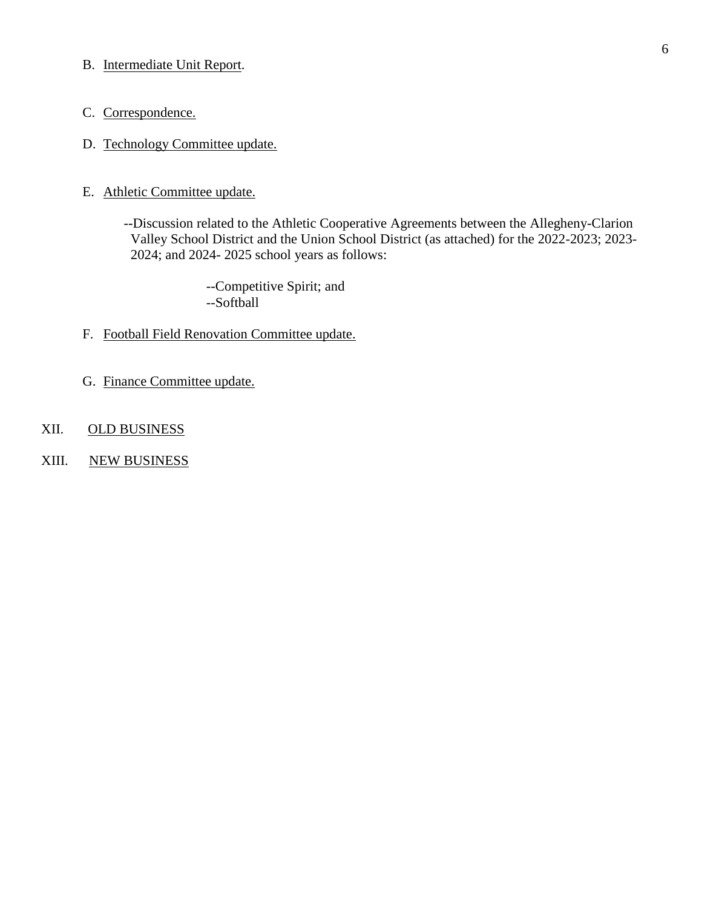B. Intermediate Unit Report.

C. Correspondence.

D. Technology Committee update.

E. Athletic Committee update.

--Discussion related to the Athletic Cooperative Agreements between the Allegheny-Clarion Valley School District and the Union School District (as attached) for the 2022-2023; 2023-2024; and 2024- 2025 school years as follows:

--Competitive Spirit; and
--Softball

F. Football Field Renovation Committee update.

G. Finance Committee update.

XII. OLD BUSINESS

XIII. NEW BUSINESS